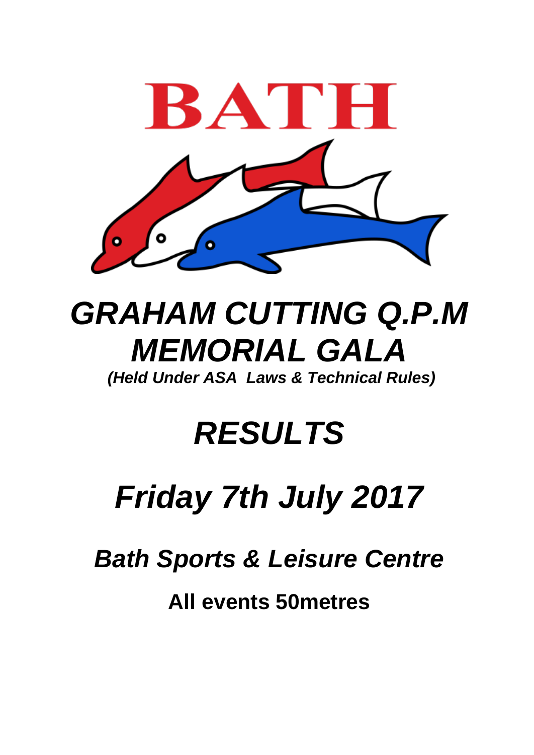# BATH

# *GRAHAM CUTTING Q.P.M MEMORIAL GALA*

***(Held Under ASA Laws & Technical Rules)***

# *RESULTS*

# *Friday 7th July 2017*

## *Bath Sports & Leisure Centre*

**All events 50metres**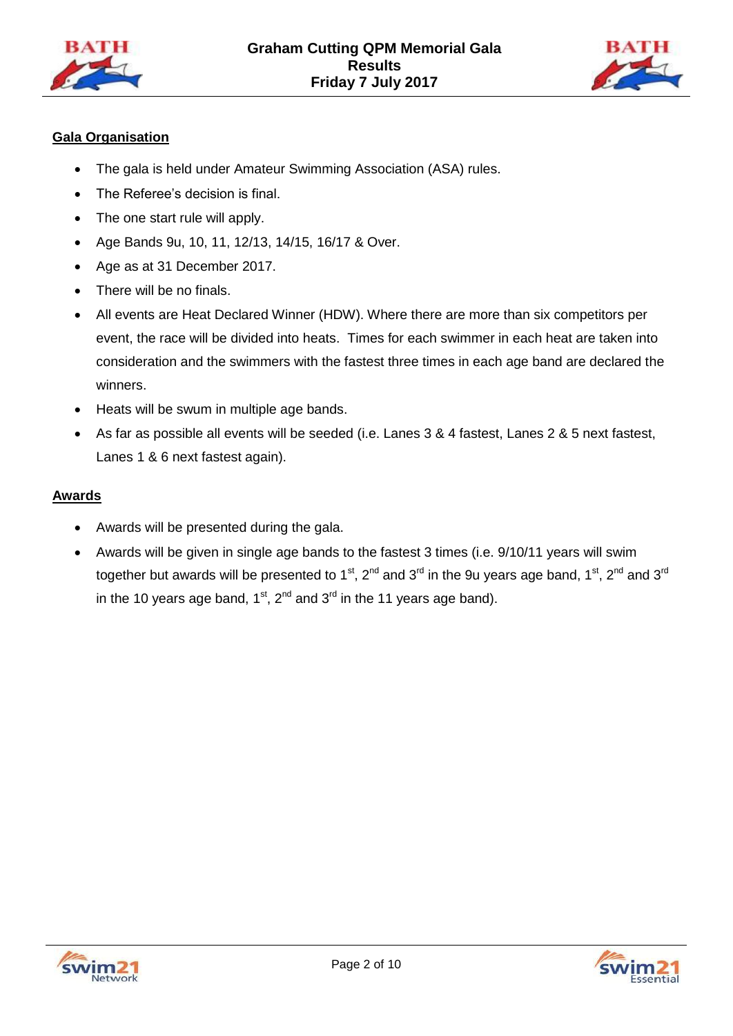## Gala Organisation

- The gala is held under Amateur Swimming Association (ASA) rules.
- The Referee's decision is final.
- The one start rule will apply.
- Age Bands 9u, 10, 11, 12/13, 14/15, 16/17 & Over.
- Age as at 31 December 2017.
- There will be no finals.
- All events are Heat Declared Winner (HDW). Where there are more than six competitors per event, the race will be divided into heats. Times for each swimmer in each heat are taken into consideration and the swimmers with the fastest three times in each age band are declared the winners.
- Heats will be swum in multiple age bands.
- As far as possible all events will be seeded (i.e. Lanes 3 & 4 fastest, Lanes 2 & 5 next fastest, Lanes 1 & 6 next fastest again).

## Awards

- Awards will be presented during the gala.
- Awards will be given in single age bands to the fastest 3 times (i.e. 9/10/11 years will swim together but awards will be presented to 1st, 2nd and 3rd in the 9u years age band, 1st, 2nd and 3rd in the 10 years age band, 1st, 2nd and 3rd in the 11 years age band).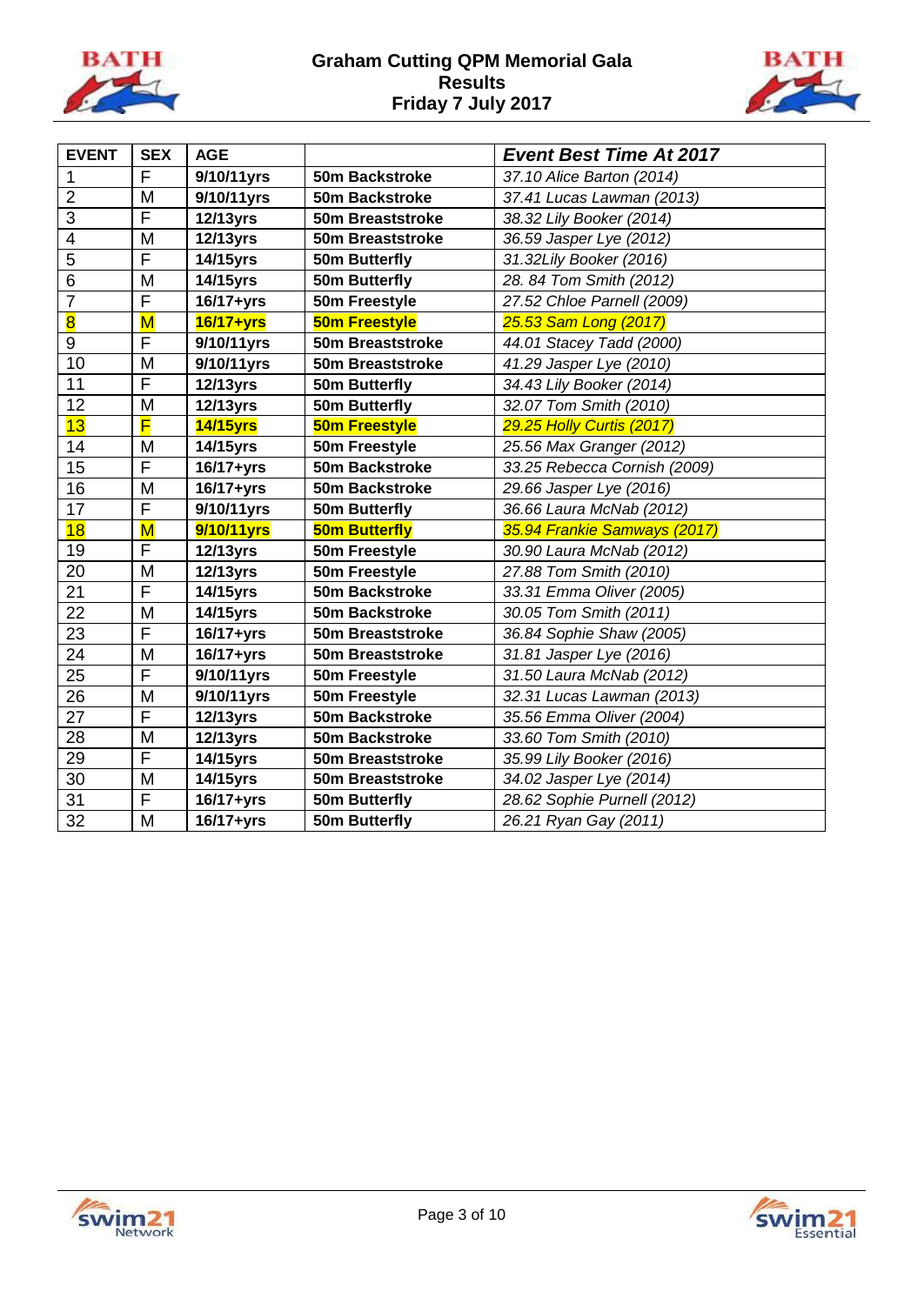# Graham Cutting QPM Memorial Gala
## Results
### Friday 7 July 2017

| EVENT | SEX | AGE | | *Event Best Time At 2017* |
|---|---|---|---|---|
| 1 | F | **9/10/11yrs** | **50m Backstroke** | *37.10 Alice Barton (2014)* |
| 2 | M | **9/10/11yrs** | **50m Backstroke** | *37.41 Lucas Lawman (2013)* |
| 3 | F | **12/13yrs** | **50m Breaststroke** | *38.32 Lily Booker (2014)* |
| 4 | M | **12/13yrs** | **50m Breaststroke** | *36.59 Jasper Lye (2012)* |
| 5 | F | **14/15yrs** | **50m Butterfly** | *31.32Lily Booker (2016)* |
| 6 | M | **14/15yrs** | **50m Butterfly** | *28. 84 Tom Smith (2012)* |
| 7 | F | **16/17+yrs** | **50m Freestyle** | *27.52 Chloe Parnell (2009)* |
| 8 | M | **16/17+yrs** | **50m Freestyle** | *25.53 Sam Long (2017)* |
| 9 | F | **9/10/11yrs** | **50m Breaststroke** | *44.01 Stacey Tadd (2000)* |
| 10 | M | **9/10/11yrs** | **50m Breaststroke** | *41.29 Jasper Lye (2010)* |
| 11 | F | **12/13yrs** | **50m Butterfly** | *34.43 Lily Booker (2014)* |
| 12 | M | **12/13yrs** | **50m Butterfly** | *32.07 Tom Smith (2010)* |
| 13 | F | **14/15yrs** | **50m Freestyle** | *29.25 Holly Curtis (2017)* |
| 14 | M | **14/15yrs** | **50m Freestyle** | *25.56 Max Granger (2012)* |
| 15 | F | **16/17+yrs** | **50m Backstroke** | *33.25 Rebecca Cornish (2009)* |
| 16 | M | **16/17+yrs** | **50m Backstroke** | *29.66 Jasper Lye (2016)* |
| 17 | F | **9/10/11yrs** | **50m Butterfly** | *36.66 Laura McNab (2012)* |
| 18 | M | **9/10/11yrs** | **50m Butterfly** | *35.94 Frankie Samways (2017)* |
| 19 | F | **12/13yrs** | **50m Freestyle** | *30.90 Laura McNab (2012)* |
| 20 | M | **12/13yrs** | **50m Freestyle** | *27.88 Tom Smith (2010)* |
| 21 | F | **14/15yrs** | **50m Backstroke** | *33.31 Emma Oliver (2005)* |
| 22 | M | **14/15yrs** | **50m Backstroke** | *30.05 Tom Smith (2011)* |
| 23 | F | **16/17+yrs** | **50m Breaststroke** | *36.84 Sophie Shaw (2005)* |
| 24 | M | **16/17+yrs** | **50m Breaststroke** | *31.81 Jasper Lye (2016)* |
| 25 | F | **9/10/11yrs** | **50m Freestyle** | *31.50 Laura McNab (2012)* |
| 26 | M | **9/10/11yrs** | **50m Freestyle** | *32.31 Lucas Lawman (2013)* |
| 27 | F | **12/13yrs** | **50m Backstroke** | *35.56 Emma Oliver (2004)* |
| 28 | M | **12/13yrs** | **50m Backstroke** | *33.60 Tom Smith (2010)* |
| 29 | F | **14/15yrs** | **50m Breaststroke** | *35.99 Lily Booker (2016)* |
| 30 | M | **14/15yrs** | **50m Breaststroke** | *34.02 Jasper Lye (2014)* |
| 31 | F | **16/17+yrs** | **50m Butterfly** | *28.62 Sophie Purnell (2012)* |
| 32 | M | **16/17+yrs** | **50m Butterfly** | *26.21 Ryan Gay (2011)* |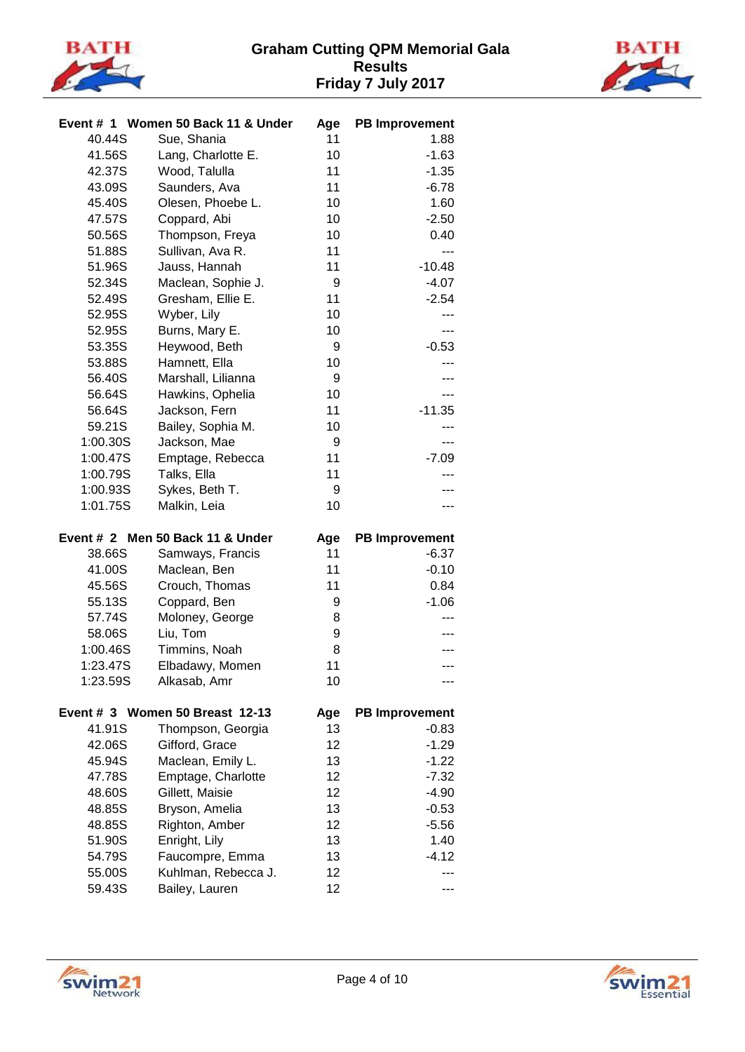# Graham Cutting QPM Memorial Gala
## Results
## Friday 7 July 2017

| Event # 1 | Women 50 Back 11 & Under | Age | PB Improvement |
|---|---|---|---|
| 40.44S | Sue, Shania | 11 | 1.88 |
| 41.56S | Lang, Charlotte E. | 10 | -1.63 |
| 42.37S | Wood, Talulla | 11 | -1.35 |
| 43.09S | Saunders, Ava | 11 | -6.78 |
| 45.40S | Olesen, Phoebe L. | 10 | 1.60 |
| 47.57S | Coppard, Abi | 10 | -2.50 |
| 50.56S | Thompson, Freya | 10 | 0.40 |
| 51.88S | Sullivan, Ava R. | 11 | --- |
| 51.96S | Jauss, Hannah | 11 | -10.48 |
| 52.34S | Maclean, Sophie J. | 9 | -4.07 |
| 52.49S | Gresham, Ellie E. | 11 | -2.54 |
| 52.95S | Wyber, Lily | 10 | --- |
| 52.95S | Burns, Mary E. | 10 | --- |
| 53.35S | Heywood, Beth | 9 | -0.53 |
| 53.88S | Hamnett, Ella | 10 | --- |
| 56.40S | Marshall, Lilianna | 9 | --- |
| 56.64S | Hawkins, Ophelia | 10 | --- |
| 56.64S | Jackson, Fern | 11 | -11.35 |
| 59.21S | Bailey, Sophia M. | 10 | --- |
| 1:00.30S | Jackson, Mae | 9 | --- |
| 1:00.47S | Emptage, Rebecca | 11 | -7.09 |
| 1:00.79S | Talks, Ella | 11 | --- |
| 1:00.93S | Sykes, Beth T. | 9 | --- |
| 1:01.75S | Malkin, Leia | 10 | --- |

| Event # 2 | Men 50 Back 11 & Under | Age | PB Improvement |
|---|---|---|---|
| 38.66S | Samways, Francis | 11 | -6.37 |
| 41.00S | Maclean, Ben | 11 | -0.10 |
| 45.56S | Crouch, Thomas | 11 | 0.84 |
| 55.13S | Coppard, Ben | 9 | -1.06 |
| 57.74S | Moloney, George | 8 | --- |
| 58.06S | Liu, Tom | 9 | --- |
| 1:00.46S | Timmins, Noah | 8 | --- |
| 1:23.47S | Elbadawy, Momen | 11 | --- |
| 1:23.59S | Alkasab, Amr | 10 | --- |

| Event # 3 | Women 50 Breast 12-13 | Age | PB Improvement |
|---|---|---|---|
| 41.91S | Thompson, Georgia | 13 | -0.83 |
| 42.06S | Gifford, Grace | 12 | -1.29 |
| 45.94S | Maclean, Emily L. | 13 | -1.22 |
| 47.78S | Emptage, Charlotte | 12 | -7.32 |
| 48.60S | Gillett, Maisie | 12 | -4.90 |
| 48.85S | Bryson, Amelia | 13 | -0.53 |
| 48.85S | Righton, Amber | 12 | -5.56 |
| 51.90S | Enright, Lily | 13 | 1.40 |
| 54.79S | Faucompre, Emma | 13 | -4.12 |
| 55.00S | Kuhlman, Rebecca J. | 12 | --- |
| 59.43S | Bailey, Lauren | 12 | --- |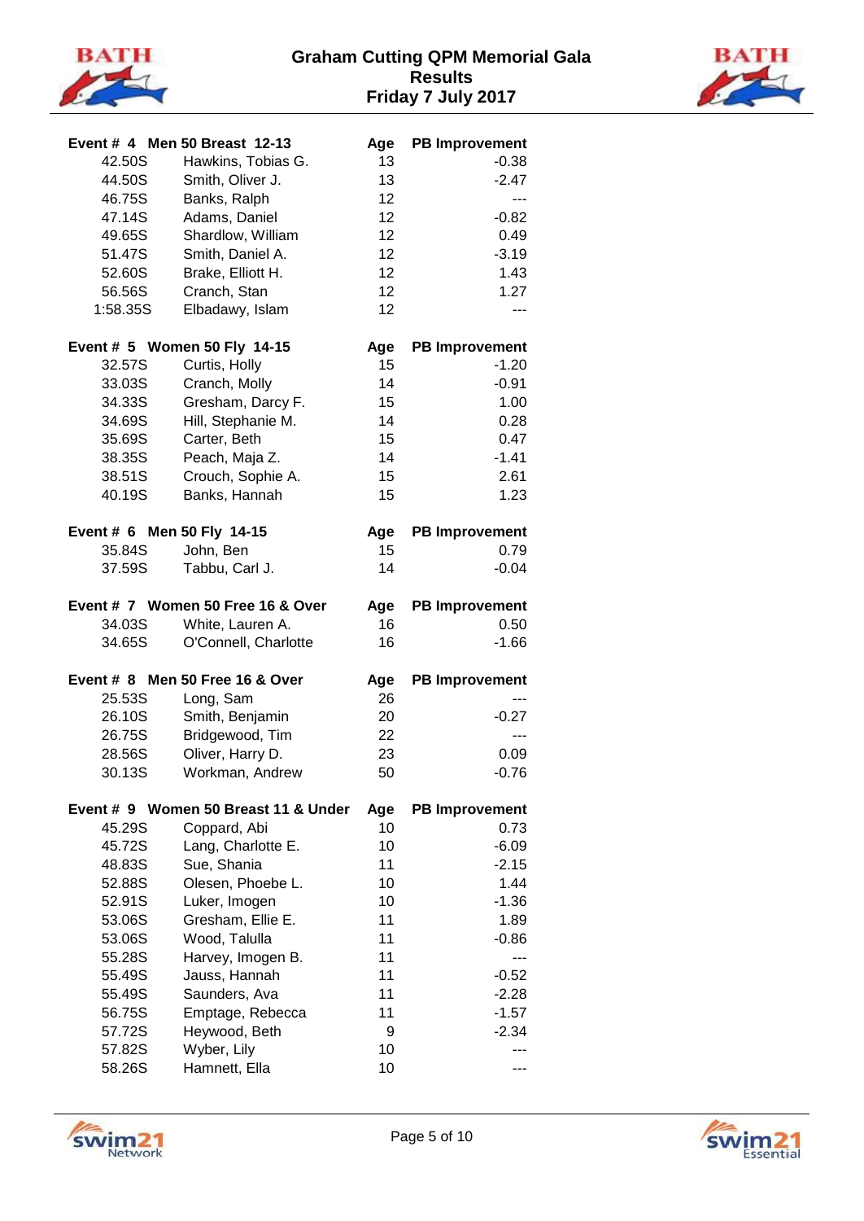# Graham Cutting QPM Memorial Gala

## Results

## Friday 7 July 2017

| Event # 4 Men 50 Breast 12-13 | | Age | PB Improvement |
|---|---|---|---|
| 42.50S | Hawkins, Tobias G. | 13 | -0.38 |
| 44.50S | Smith, Oliver J. | 13 | -2.47 |
| 46.75S | Banks, Ralph | 12 | --- |
| 47.14S | Adams, Daniel | 12 | -0.82 |
| 49.65S | Shardlow, William | 12 | 0.49 |
| 51.47S | Smith, Daniel A. | 12 | -3.19 |
| 52.60S | Brake, Elliott H. | 12 | 1.43 |
| 56.56S | Cranch, Stan | 12 | 1.27 |
| 1:58.35S | Elbadawy, Islam | 12 | --- |

| Event # 5 Women 50 Fly 14-15 | | Age | PB Improvement |
|---|---|---|---|
| 32.57S | Curtis, Holly | 15 | -1.20 |
| 33.03S | Cranch, Molly | 14 | -0.91 |
| 34.33S | Gresham, Darcy F. | 15 | 1.00 |
| 34.69S | Hill, Stephanie M. | 14 | 0.28 |
| 35.69S | Carter, Beth | 15 | 0.47 |
| 38.35S | Peach, Maja Z. | 14 | -1.41 |
| 38.51S | Crouch, Sophie A. | 15 | 2.61 |
| 40.19S | Banks, Hannah | 15 | 1.23 |

| Event # 6 Men 50 Fly 14-15 | | Age | PB Improvement |
|---|---|---|---|
| 35.84S | John, Ben | 15 | 0.79 |
| 37.59S | Tabbu, Carl J. | 14 | -0.04 |

| Event # 7 Women 50 Free 16 & Over | | Age | PB Improvement |
|---|---|---|---|
| 34.03S | White, Lauren A. | 16 | 0.50 |
| 34.65S | O'Connell, Charlotte | 16 | -1.66 |

| Event # 8 Men 50 Free 16 & Over | | Age | PB Improvement |
|---|---|---|---|
| 25.53S | Long, Sam | 26 | --- |
| 26.10S | Smith, Benjamin | 20 | -0.27 |
| 26.75S | Bridgewood, Tim | 22 | --- |
| 28.56S | Oliver, Harry D. | 23 | 0.09 |
| 30.13S | Workman, Andrew | 50 | -0.76 |

| Event # 9 Women 50 Breast 11 & Under | | Age | PB Improvement |
|---|---|---|---|
| 45.29S | Coppard, Abi | 10 | 0.73 |
| 45.72S | Lang, Charlotte E. | 10 | -6.09 |
| 48.83S | Sue, Shania | 11 | -2.15 |
| 52.88S | Olesen, Phoebe L. | 10 | 1.44 |
| 52.91S | Luker, Imogen | 10 | -1.36 |
| 53.06S | Gresham, Ellie E. | 11 | 1.89 |
| 53.06S | Wood, Talulla | 11 | -0.86 |
| 55.28S | Harvey, Imogen B. | 11 | --- |
| 55.49S | Jauss, Hannah | 11 | -0.52 |
| 55.49S | Saunders, Ava | 11 | -2.28 |
| 56.75S | Emptage, Rebecca | 11 | -1.57 |
| 57.72S | Heywood, Beth | 9 | -2.34 |
| 57.82S | Wyber, Lily | 10 | --- |
| 58.26S | Hamnett, Ella | 10 | --- |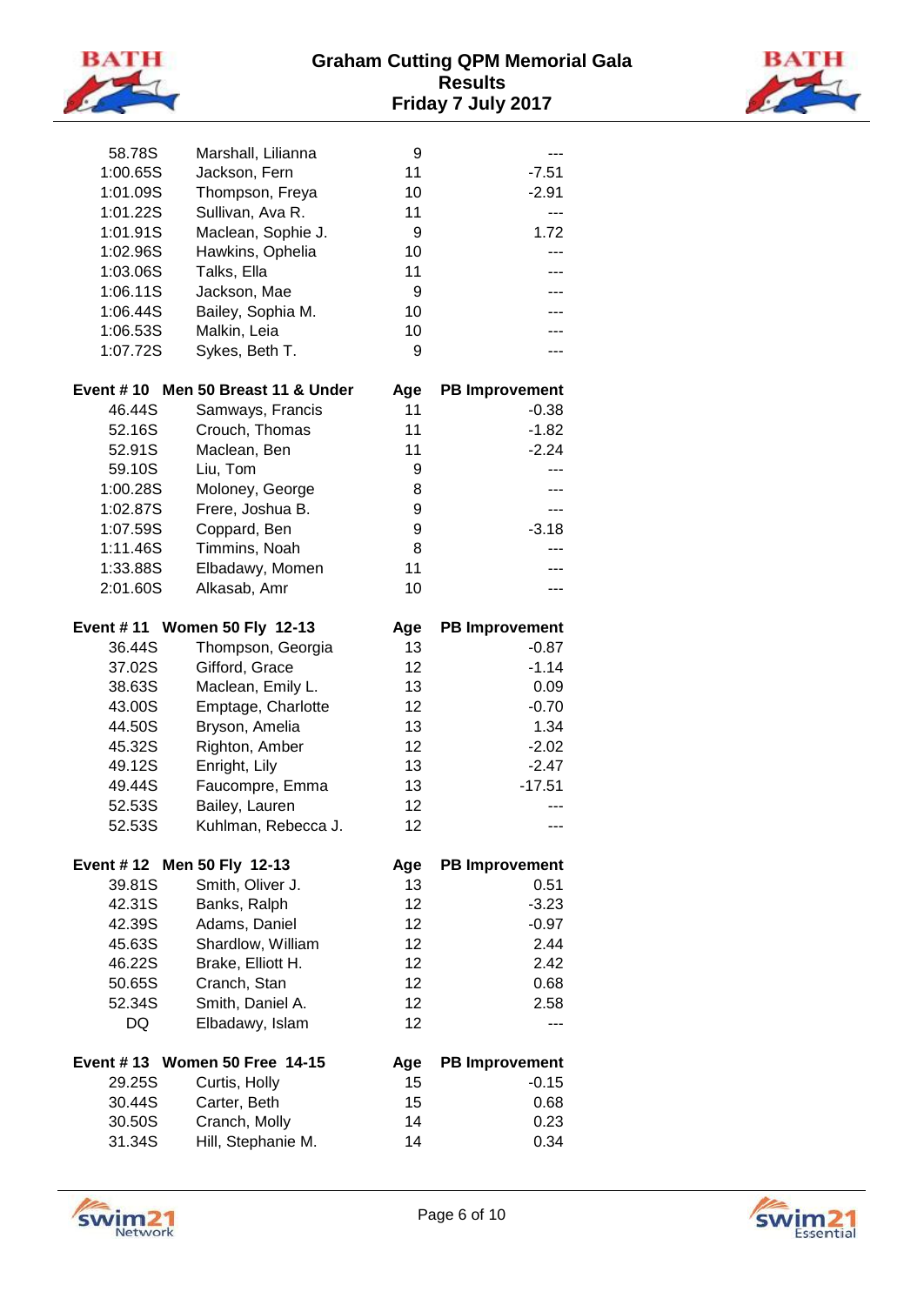| | | | |
|---|---|---|---|
| 58.78S | Marshall, Lilianna | 9 | --- |
| 1:00.65S | Jackson, Fern | 11 | -7.51 |
| 1:01.09S | Thompson, Freya | 10 | -2.91 |
| 1:01.22S | Sullivan, Ava R. | 11 | --- |
| 1:01.91S | Maclean, Sophie J. | 9 | 1.72 |
| 1:02.96S | Hawkins, Ophelia | 10 | --- |
| 1:03.06S | Talks, Ella | 11 | --- |
| 1:06.11S | Jackson, Mae | 9 | --- |
| 1:06.44S | Bailey, Sophia M. | 10 | --- |
| 1:06.53S | Malkin, Leia | 10 | --- |
| 1:07.72S | Sykes, Beth T. | 9 | --- |

| Event # 10 | Men 50 Breast 11 & Under | Age | PB Improvement |
|---|---|---|---|
| 46.44S | Samways, Francis | 11 | -0.38 |
| 52.16S | Crouch, Thomas | 11 | -1.82 |
| 52.91S | Maclean, Ben | 11 | -2.24 |
| 59.10S | Liu, Tom | 9 | --- |
| 1:00.28S | Moloney, George | 8 | --- |
| 1:02.87S | Frere, Joshua B. | 9 | --- |
| 1:07.59S | Coppard, Ben | 9 | -3.18 |
| 1:11.46S | Timmins, Noah | 8 | --- |
| 1:33.88S | Elbadawy, Momen | 11 | --- |
| 2:01.60S | Alkasab, Amr | 10 | --- |

| Event # 11 | Women 50 Fly 12-13 | Age | PB Improvement |
|---|---|---|---|
| 36.44S | Thompson, Georgia | 13 | -0.87 |
| 37.02S | Gifford, Grace | 12 | -1.14 |
| 38.63S | Maclean, Emily L. | 13 | 0.09 |
| 43.00S | Emptage, Charlotte | 12 | -0.70 |
| 44.50S | Bryson, Amelia | 13 | 1.34 |
| 45.32S | Righton, Amber | 12 | -2.02 |
| 49.12S | Enright, Lily | 13 | -2.47 |
| 49.44S | Faucompre, Emma | 13 | -17.51 |
| 52.53S | Bailey, Lauren | 12 | --- |
| 52.53S | Kuhlman, Rebecca J. | 12 | --- |

| Event # 12 | Men 50 Fly 12-13 | Age | PB Improvement |
|---|---|---|---|
| 39.81S | Smith, Oliver J. | 13 | 0.51 |
| 42.31S | Banks, Ralph | 12 | -3.23 |
| 42.39S | Adams, Daniel | 12 | -0.97 |
| 45.63S | Shardlow, William | 12 | 2.44 |
| 46.22S | Brake, Elliott H. | 12 | 2.42 |
| 50.65S | Cranch, Stan | 12 | 0.68 |
| 52.34S | Smith, Daniel A. | 12 | 2.58 |
| DQ | Elbadawy, Islam | 12 | --- |

| Event # 13 | Women 50 Free 14-15 | Age | PB Improvement |
|---|---|---|---|
| 29.25S | Curtis, Holly | 15 | -0.15 |
| 30.44S | Carter, Beth | 15 | 0.68 |
| 30.50S | Cranch, Molly | 14 | 0.23 |
| 31.34S | Hill, Stephanie M. | 14 | 0.34 |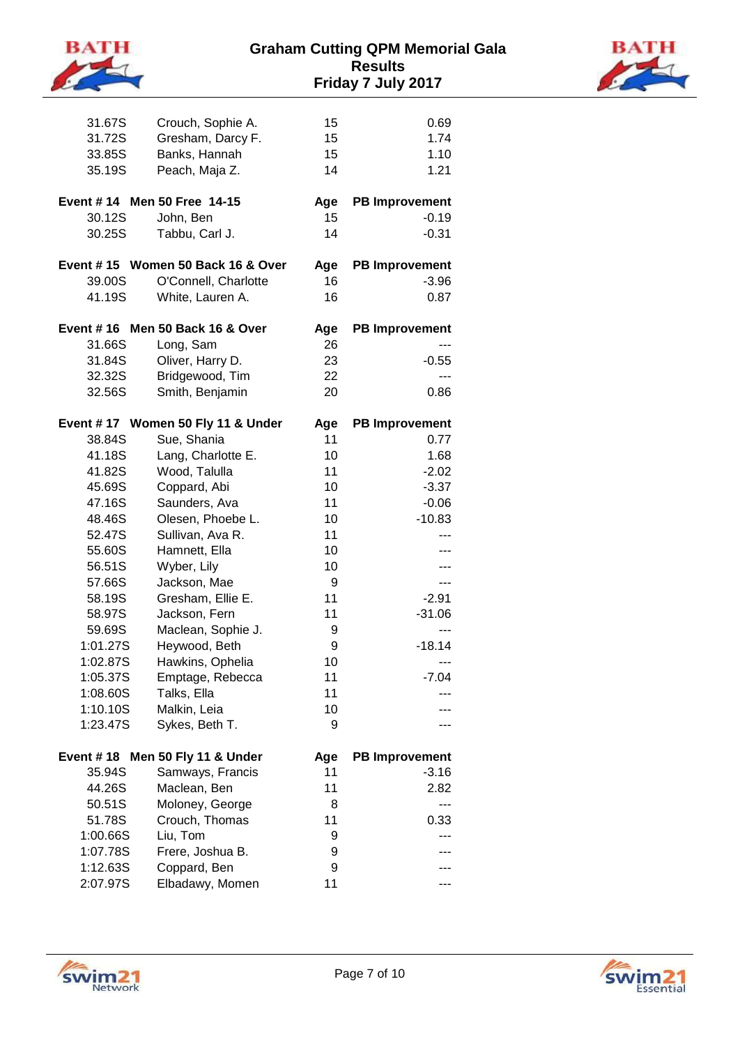| Time | Name | Age | PB Improvement |
|---|---|---|---|
| 31.67S | Crouch, Sophie A. | 15 | 0.69 |
| 31.72S | Gresham, Darcy F. | 15 | 1.74 |
| 33.85S | Banks, Hannah | 15 | 1.10 |
| 35.19S | Peach, Maja Z. | 14 | 1.21 |

| Event # 14 | Men 50 Free 14-15 | Age | PB Improvement |
|---|---|---|---|
| 30.12S | John, Ben | 15 | -0.19 |
| 30.25S | Tabbu, Carl J. | 14 | -0.31 |

| Event # 15 | Women 50 Back 16 & Over | Age | PB Improvement |
|---|---|---|---|
| 39.00S | O'Connell, Charlotte | 16 | -3.96 |
| 41.19S | White, Lauren A. | 16 | 0.87 |

| Event # 16 | Men 50 Back 16 & Over | Age | PB Improvement |
|---|---|---|---|
| 31.66S | Long, Sam | 26 | --- |
| 31.84S | Oliver, Harry D. | 23 | -0.55 |
| 32.32S | Bridgewood, Tim | 22 | --- |
| 32.56S | Smith, Benjamin | 20 | 0.86 |

| Event # 17 | Women 50 Fly 11 & Under | Age | PB Improvement |
|---|---|---|---|
| 38.84S | Sue, Shania | 11 | 0.77 |
| 41.18S | Lang, Charlotte E. | 10 | 1.68 |
| 41.82S | Wood, Talulla | 11 | -2.02 |
| 45.69S | Coppard, Abi | 10 | -3.37 |
| 47.16S | Saunders, Ava | 11 | -0.06 |
| 48.46S | Olesen, Phoebe L. | 10 | -10.83 |
| 52.47S | Sullivan, Ava R. | 11 | --- |
| 55.60S | Hamnett, Ella | 10 | --- |
| 56.51S | Wyber, Lily | 10 | --- |
| 57.66S | Jackson, Mae | 9 | --- |
| 58.19S | Gresham, Ellie E. | 11 | -2.91 |
| 58.97S | Jackson, Fern | 11 | -31.06 |
| 59.69S | Maclean, Sophie J. | 9 | --- |
| 1:01.27S | Heywood, Beth | 9 | -18.14 |
| 1:02.87S | Hawkins, Ophelia | 10 | --- |
| 1:05.37S | Emptage, Rebecca | 11 | -7.04 |
| 1:08.60S | Talks, Ella | 11 | --- |
| 1:10.10S | Malkin, Leia | 10 | --- |
| 1:23.47S | Sykes, Beth T. | 9 | --- |

| Event # 18 | Men 50 Fly 11 & Under | Age | PB Improvement |
|---|---|---|---|
| 35.94S | Samways, Francis | 11 | -3.16 |
| 44.26S | Maclean, Ben | 11 | 2.82 |
| 50.51S | Moloney, George | 8 | --- |
| 51.78S | Crouch, Thomas | 11 | 0.33 |
| 1:00.66S | Liu, Tom | 9 | --- |
| 1:07.78S | Frere, Joshua B. | 9 | --- |
| 1:12.63S | Coppard, Ben | 9 | --- |
| 2:07.97S | Elbadawy, Momen | 11 | --- |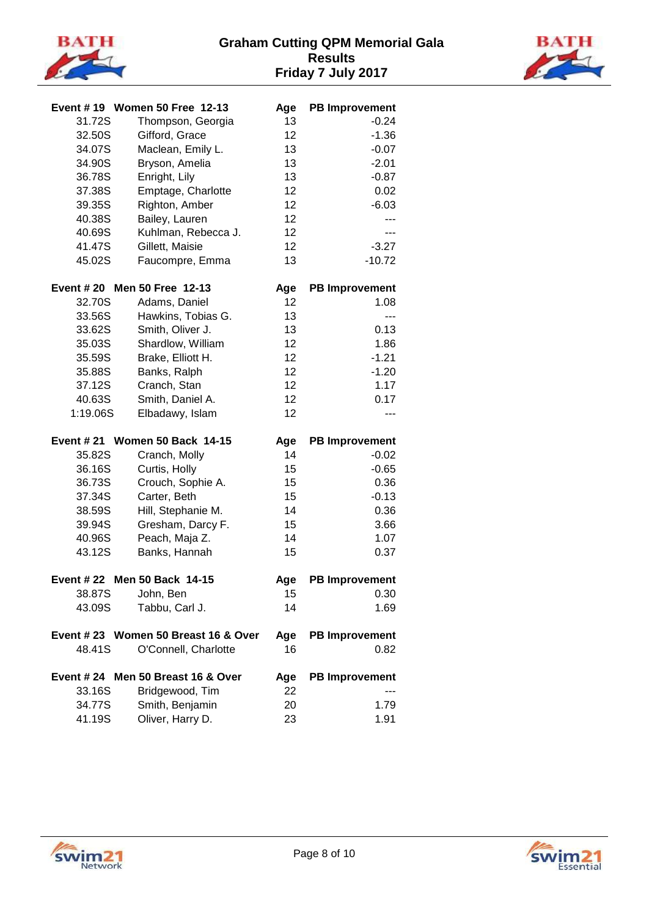# Graham Cutting QPM Memorial Gala
## Results
### Friday 7 July 2017

| Event # 19 | Women 50 Free 12-13 | Age | PB Improvement |
|---|---|---|---|
| 31.72S | Thompson, Georgia | 13 | -0.24 |
| 32.50S | Gifford, Grace | 12 | -1.36 |
| 34.07S | Maclean, Emily L. | 13 | -0.07 |
| 34.90S | Bryson, Amelia | 13 | -2.01 |
| 36.78S | Enright, Lily | 13 | -0.87 |
| 37.38S | Emptage, Charlotte | 12 | 0.02 |
| 39.35S | Righton, Amber | 12 | -6.03 |
| 40.38S | Bailey, Lauren | 12 | --- |
| 40.69S | Kuhlman, Rebecca J. | 12 | --- |
| 41.47S | Gillett, Maisie | 12 | -3.27 |
| 45.02S | Faucompre, Emma | 13 | -10.72 |

| Event # 20 | Men 50 Free 12-13 | Age | PB Improvement |
|---|---|---|---|
| 32.70S | Adams, Daniel | 12 | 1.08 |
| 33.56S | Hawkins, Tobias G. | 13 | --- |
| 33.62S | Smith, Oliver J. | 13 | 0.13 |
| 35.03S | Shardlow, William | 12 | 1.86 |
| 35.59S | Brake, Elliott H. | 12 | -1.21 |
| 35.88S | Banks, Ralph | 12 | -1.20 |
| 37.12S | Cranch, Stan | 12 | 1.17 |
| 40.63S | Smith, Daniel A. | 12 | 0.17 |
| 1:19.06S | Elbadawy, Islam | 12 | --- |

| Event # 21 | Women 50 Back 14-15 | Age | PB Improvement |
|---|---|---|---|
| 35.82S | Cranch, Molly | 14 | -0.02 |
| 36.16S | Curtis, Holly | 15 | -0.65 |
| 36.73S | Crouch, Sophie A. | 15 | 0.36 |
| 37.34S | Carter, Beth | 15 | -0.13 |
| 38.59S | Hill, Stephanie M. | 14 | 0.36 |
| 39.94S | Gresham, Darcy F. | 15 | 3.66 |
| 40.96S | Peach, Maja Z. | 14 | 1.07 |
| 43.12S | Banks, Hannah | 15 | 0.37 |

| Event # 22 | Men 50 Back 14-15 | Age | PB Improvement |
|---|---|---|---|
| 38.87S | John, Ben | 15 | 0.30 |
| 43.09S | Tabbu, Carl J. | 14 | 1.69 |

| Event # 23 | Women 50 Breast 16 & Over | Age | PB Improvement |
|---|---|---|---|
| 48.41S | O'Connell, Charlotte | 16 | 0.82 |

| Event # 24 | Men 50 Breast 16 & Over | Age | PB Improvement |
|---|---|---|---|
| 33.16S | Bridgewood, Tim | 22 | --- |
| 34.77S | Smith, Benjamin | 20 | 1.79 |
| 41.19S | Oliver, Harry D. | 23 | 1.91 |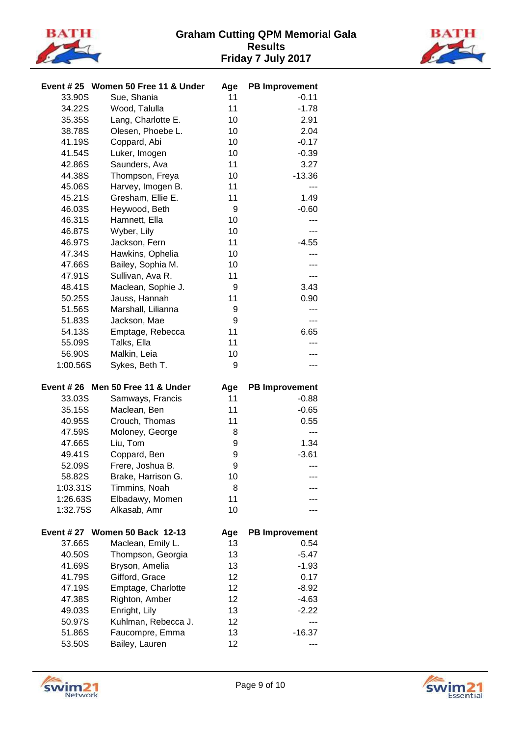# Graham Cutting QPM Memorial Gala
## Results
### Friday 7 July 2017

| Event # 25 | Women 50 Free 11 & Under | Age | PB Improvement |
|---|---|---|---|
| 33.90S | Sue, Shania | 11 | -0.11 |
| 34.22S | Wood, Talulla | 11 | -1.78 |
| 35.35S | Lang, Charlotte E. | 10 | 2.91 |
| 38.78S | Olesen, Phoebe L. | 10 | 2.04 |
| 41.19S | Coppard, Abi | 10 | -0.17 |
| 41.54S | Luker, Imogen | 10 | -0.39 |
| 42.86S | Saunders, Ava | 11 | 3.27 |
| 44.38S | Thompson, Freya | 10 | -13.36 |
| 45.06S | Harvey, Imogen B. | 11 | --- |
| 45.21S | Gresham, Ellie E. | 11 | 1.49 |
| 46.03S | Heywood, Beth | 9 | -0.60 |
| 46.31S | Hamnett, Ella | 10 | --- |
| 46.87S | Wyber, Lily | 10 | --- |
| 46.97S | Jackson, Fern | 11 | -4.55 |
| 47.34S | Hawkins, Ophelia | 10 | --- |
| 47.66S | Bailey, Sophia M. | 10 | --- |
| 47.91S | Sullivan, Ava R. | 11 | --- |
| 48.41S | Maclean, Sophie J. | 9 | 3.43 |
| 50.25S | Jauss, Hannah | 11 | 0.90 |
| 51.56S | Marshall, Lilianna | 9 | --- |
| 51.83S | Jackson, Mae | 9 | --- |
| 54.13S | Emptage, Rebecca | 11 | 6.65 |
| 55.09S | Talks, Ella | 11 | --- |
| 56.90S | Malkin, Leia | 10 | --- |
| 1:00.56S | Sykes, Beth T. | 9 | --- |

| Event # 26 | Men 50 Free 11 & Under | Age | PB Improvement |
|---|---|---|---|
| 33.03S | Samways, Francis | 11 | -0.88 |
| 35.15S | Maclean, Ben | 11 | -0.65 |
| 40.95S | Crouch, Thomas | 11 | 0.55 |
| 47.59S | Moloney, George | 8 | --- |
| 47.66S | Liu, Tom | 9 | 1.34 |
| 49.41S | Coppard, Ben | 9 | -3.61 |
| 52.09S | Frere, Joshua B. | 9 | --- |
| 58.82S | Brake, Harrison G. | 10 | --- |
| 1:03.31S | Timmins, Noah | 8 | --- |
| 1:26.63S | Elbadawy, Momen | 11 | --- |
| 1:32.75S | Alkasab, Amr | 10 | --- |

| Event # 27 | Women 50 Back 12-13 | Age | PB Improvement |
|---|---|---|---|
| 37.66S | Maclean, Emily L. | 13 | 0.54 |
| 40.50S | Thompson, Georgia | 13 | -5.47 |
| 41.69S | Bryson, Amelia | 13 | -1.93 |
| 41.79S | Gifford, Grace | 12 | 0.17 |
| 47.19S | Emptage, Charlotte | 12 | -8.92 |
| 47.38S | Righton, Amber | 12 | -4.63 |
| 49.03S | Enright, Lily | 13 | -2.22 |
| 50.97S | Kuhlman, Rebecca J. | 12 | --- |
| 51.86S | Faucompre, Emma | 13 | -16.37 |
| 53.50S | Bailey, Lauren | 12 | --- |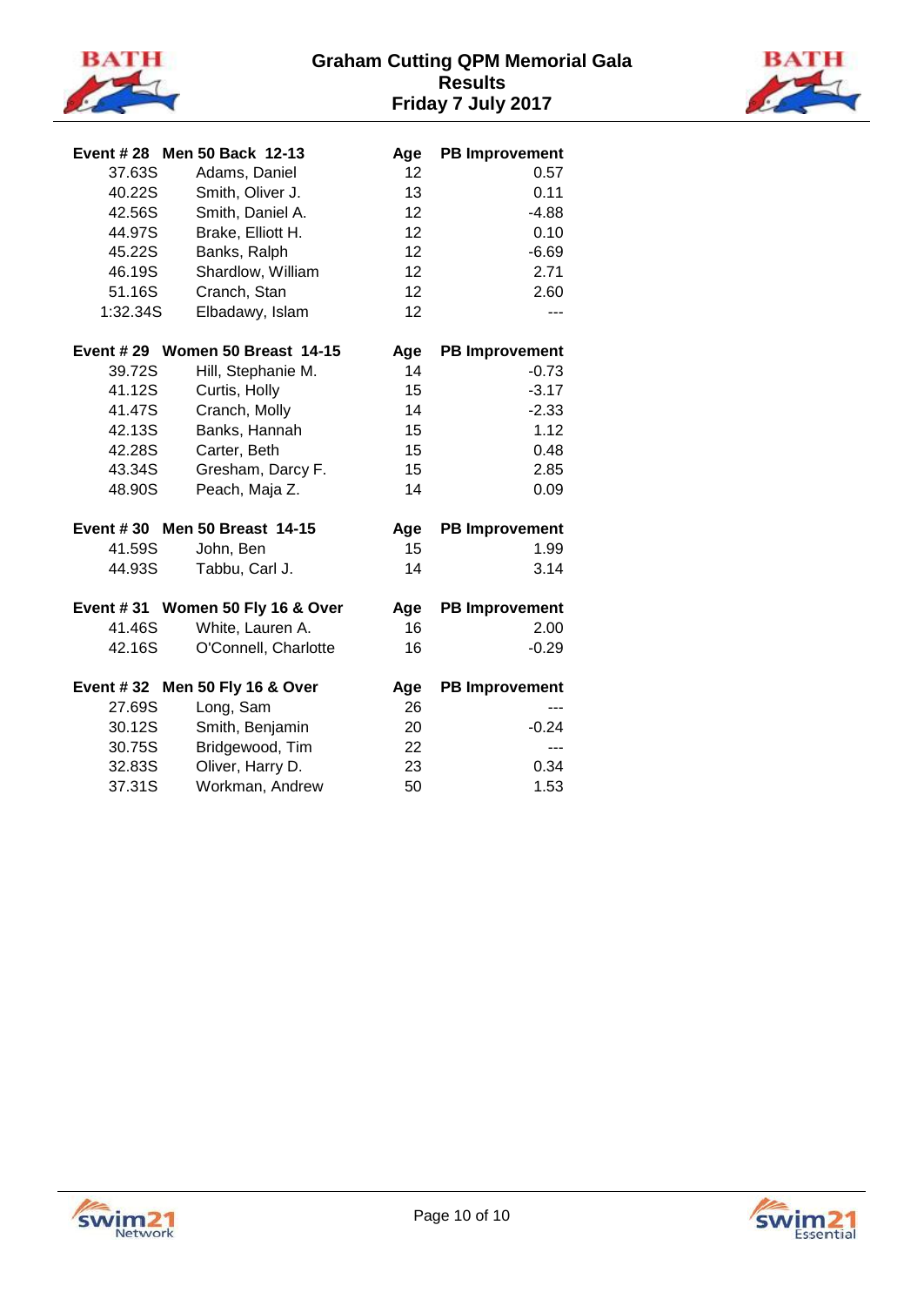# Graham Cutting QPM Memorial Gala
## Results
### Friday 7 July 2017

| Event # 28 | Men 50 Back 12-13 | Age | PB Improvement |
|---|---|---|---|
| 37.63S | Adams, Daniel | 12 | 0.57 |
| 40.22S | Smith, Oliver J. | 13 | 0.11 |
| 42.56S | Smith, Daniel A. | 12 | -4.88 |
| 44.97S | Brake, Elliott H. | 12 | 0.10 |
| 45.22S | Banks, Ralph | 12 | -6.69 |
| 46.19S | Shardlow, William | 12 | 2.71 |
| 51.16S | Cranch, Stan | 12 | 2.60 |
| 1:32.34S | Elbadawy, Islam | 12 | --- |

| Event # 29 | Women 50 Breast 14-15 | Age | PB Improvement |
|---|---|---|---|
| 39.72S | Hill, Stephanie M. | 14 | -0.73 |
| 41.12S | Curtis, Holly | 15 | -3.17 |
| 41.47S | Cranch, Molly | 14 | -2.33 |
| 42.13S | Banks, Hannah | 15 | 1.12 |
| 42.28S | Carter, Beth | 15 | 0.48 |
| 43.34S | Gresham, Darcy F. | 15 | 2.85 |
| 48.90S | Peach, Maja Z. | 14 | 0.09 |

| Event # 30 | Men 50 Breast 14-15 | Age | PB Improvement |
|---|---|---|---|
| 41.59S | John, Ben | 15 | 1.99 |
| 44.93S | Tabbu, Carl J. | 14 | 3.14 |

| Event # 31 | Women 50 Fly 16 & Over | Age | PB Improvement |
|---|---|---|---|
| 41.46S | White, Lauren A. | 16 | 2.00 |
| 42.16S | O'Connell, Charlotte | 16 | -0.29 |

| Event # 32 | Men 50 Fly 16 & Over | Age | PB Improvement |
|---|---|---|---|
| 27.69S | Long, Sam | 26 | --- |
| 30.12S | Smith, Benjamin | 20 | -0.24 |
| 30.75S | Bridgewood, Tim | 22 | --- |
| 32.83S | Oliver, Harry D. | 23 | 0.34 |
| 37.31S | Workman, Andrew | 50 | 1.53 |